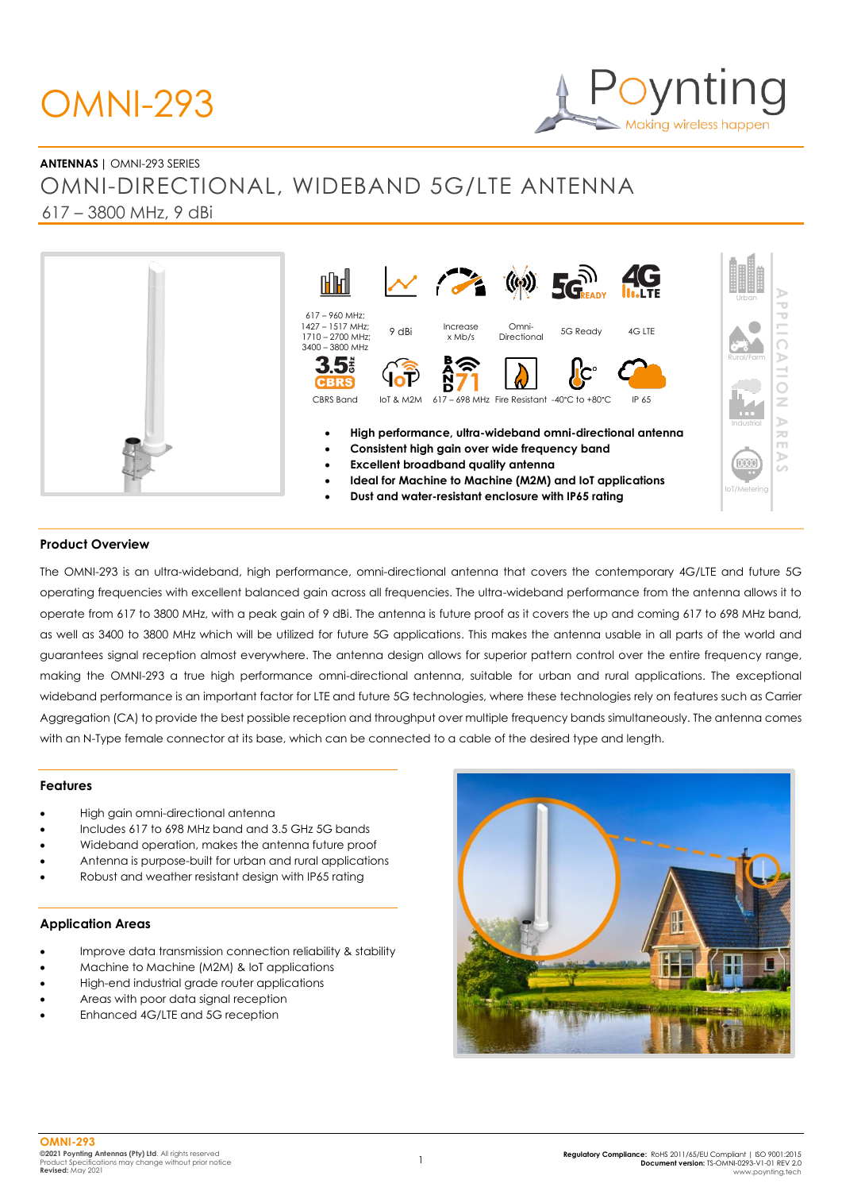# OMNI-293

**ANTENNAS** | OMNI-293 SERIES

## OMNI-DIRECTIONAL, WIDEBAND 5G/LTE ANTENNA

617 – 3800 MHz, 9 dBi

617 – 960 MHz; 1427 – 1517 MHz; 1710 – 2700 MHz; 3400 – 3800 MHz | 9 dBi | Increase x Mb/s | Omni-Directional | 5G Ready | 4G LTE

CBRS Band | IoT & M2M | 617 – 698 MHz | Fire Resistant | -40°C to +80°C | IP 65

APPLICATION AREAS: Urban | Rural/Farm | Industrial | IoT/Metering

- **High performance, ultra-wideband omni-directional antenna**
- **Consistent high gain over wide frequency band**
- **Excellent broadband quality antenna**
- **Ideal for Machine to Machine (M2M) and IoT applications**
- **Dust and water-resistant enclosure with IP65 rating**

### Product Overview

The OMNI-293 is an ultra-wideband, high performance, omni-directional antenna that covers the contemporary 4G/LTE and future 5G operating frequencies with excellent balanced gain across all frequencies. The ultra-wideband performance from the antenna allows it to operate from 617 to 3800 MHz, with a peak gain of 9 dBi. The antenna is future proof as it covers the up and coming 617 to 698 MHz band, as well as 3400 to 3800 MHz which will be utilized for future 5G applications. This makes the antenna usable in all parts of the world and guarantees signal reception almost everywhere. The antenna design allows for superior pattern control over the entire frequency range, making the OMNI-293 a true high performance omni-directional antenna, suitable for urban and rural applications. The exceptional wideband performance is an important factor for LTE and future 5G technologies, where these technologies rely on features such as Carrier Aggregation (CA) to provide the best possible reception and throughput over multiple frequency bands simultaneously. The antenna comes with an N-Type female connector at its base, which can be connected to a cable of the desired type and length.

### Features

- High gain omni-directional antenna
- Includes 617 to 698 MHz band and 3.5 GHz 5G bands
- Wideband operation, makes the antenna future proof
- Antenna is purpose-built for urban and rural applications
- Robust and weather resistant design with IP65 rating

### Application Areas

- Improve data transmission connection reliability & stability
- Machine to Machine (M2M) & IoT applications
- High-end industrial grade router applications
- Areas with poor data signal reception
- Enhanced 4G/LTE and 5G reception

**OMNI-293**
**©2021 Poynting Antennas (Pty) Ltd.** All rights reserved
Product Specifications may change without prior notice
**Revised:** May 2021

**Regulatory Compliance:** RoHS 2011/65/EU Compliant | ISO 9001:2015
**Document version:** TS-OMNI-0293-V1-01 REV 2.0
www.poynting.tech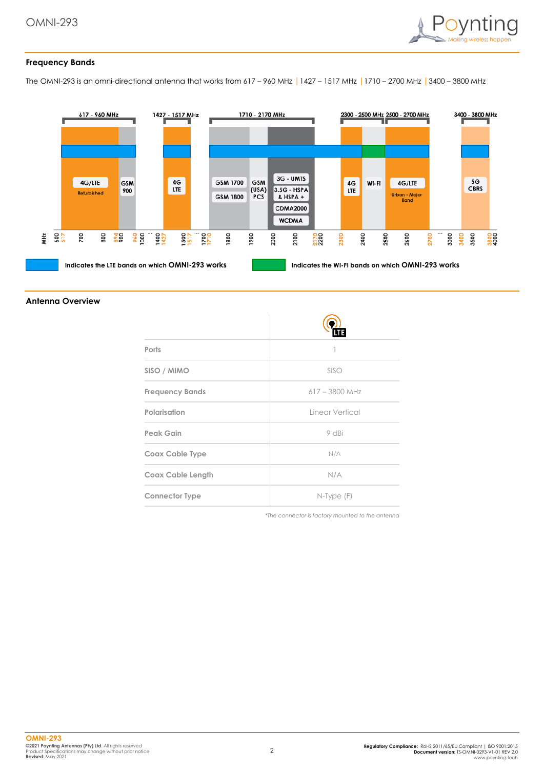## Frequency Bands

The OMNI-293 is an omni-directional antenna that works from 617 – 960 MHz | 1427 – 1517 MHz | 1710 – 2700 MHz | 3400 – 3800 MHz

617 - 960 MHz | 1427 - 1517 MHz | 1710 - 2170 MHz | 2300 - 2500 MHz | 2500 - 2700 MHz | 3400 - 3800 MHz

4G/LTE Refurbished | GSM 900 | 4G LTE | GSM 1700 | GSM 1800 | GSM (USA) PCS | 3G - UMTS | 3.5G - HSPA & HSPA + | CDMA2000 | WCDMA | 4G LTE | Wi-Fi | 4G/LTE Urban - Major Band | 5G CBRS

MHz: 600, 617, 700, 800, 894, 900, 960, 1000, 1400, 1427, 1500, 1517, 1700, 1710, 1800, 1900, 2000, 2100, 2170, 2200, 2300, 2400, 2500, 2600, 2700, 3000, 3400, 3500, 3800, 4000

Indicates the LTE bands on which **OMNI-293** works

Indicates the WI-FI bands on which **OMNI-293** works

## Antenna Overview

| | LTE |
|---|---|
| Ports | 1 |
| SISO / MIMO | SISO |
| Frequency Bands | 617 – 3800 MHz |
| Polarisation | Linear Vertical |
| Peak Gain | 9 dBi |
| Coax Cable Type | N/A |
| Coax Cable Length | N/A |
| Connector Type | N-Type (F) |

*\*The connector is factory mounted to the antenna*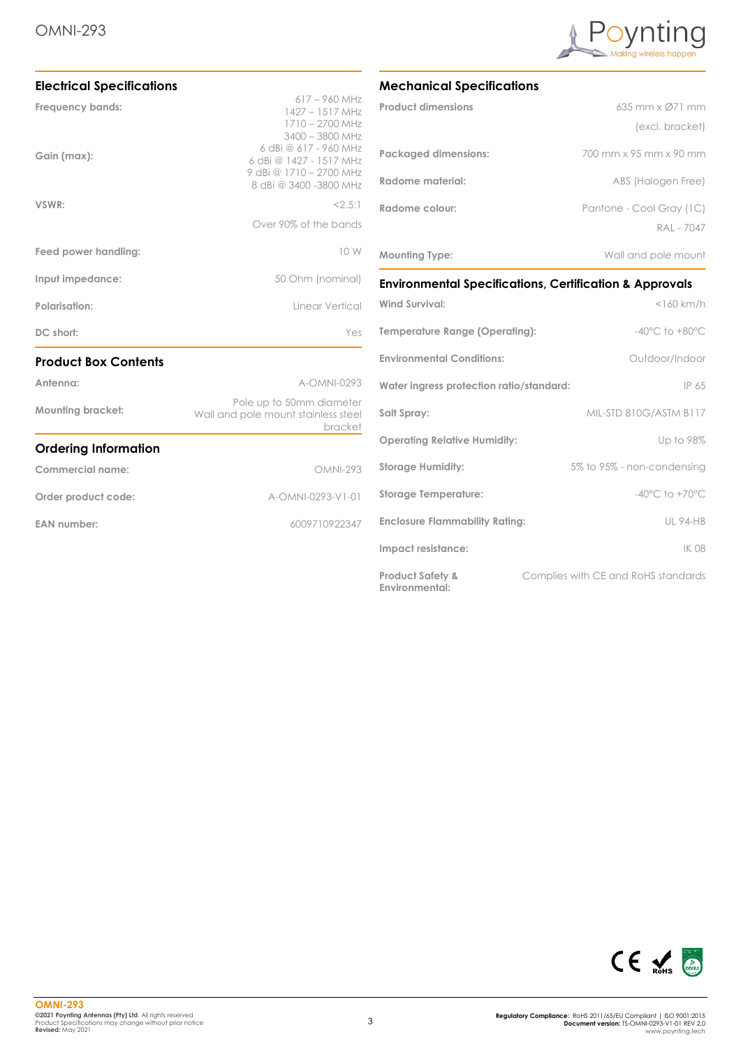# OMNI-293

## Electrical Specifications

| | |
|---|---|
| **Frequency bands:** | 617 – 960 MHz<br>1427 – 1517 MHz<br>1710 – 2700 MHz<br>3400 – 3800 MHz |
| **Gain (max):** | 6 dBi @ 617 - 960 MHz<br>6 dBi @ 1427 - 1517 MHz<br>9 dBi @ 1710 – 2700 MHz<br>8 dBi @ 3400 -3800 MHz |
| **VSWR:** | <2.5:1<br>Over 90% of the bands |
| **Feed power handling:** | 10 W |
| **Input impedance:** | 50 Ohm (nominal) |
| **Polarisation:** | Linear Vertical |
| **DC short:** | Yes |

## Product Box Contents

| | |
|---|---|
| **Antenna:** | A-OMNI-0293 |
| **Mounting bracket:** | Pole up to 50mm diameter<br>Wall and pole mount stainless steel bracket |

## Ordering Information

| | |
|---|---|
| **Commercial name:** | OMNI-293 |
| **Order product code:** | A-OMNI-0293-V1-01 |
| **EAN number:** | 6009710922347 |

## Mechanical Specifications

| | |
|---|---|
| **Product dimensions** | 635 mm x Ø71 mm<br>(excl. bracket) |
| **Packaged dimensions:** | 700 mm x 95 mm x 90 mm |
| **Radome material:** | ABS (Halogen Free) |
| **Radome colour:** | Pantone - Cool Gray (1C)<br>RAL - 7047 |
| **Mounting Type:** | Wall and pole mount |

## Environmental Specifications, Certification & Approvals

| | |
|---|---|
| **Wind Survival:** | <160 km/h |
| **Temperature Range (Operating):** | -40°C to +80°C |
| **Environmental Conditions:** | Outdoor/Indoor |
| **Water ingress protection ratio/standard:** | IP 65 |
| **Salt Spray:** | MIL-STD 810G/ASTM B117 |
| **Operating Relative Humidity:** | Up to 98% |
| **Storage Humidity:** | 5% to 95% - non-condensing |
| **Storage Temperature:** | -40°C to +70°C |
| **Enclosure Flammability Rating:** | UL 94-HB |
| **Impact resistance:** | IK 08 |
| **Product Safety & Environmental:** | Complies with CE and RoHS standards |

**OMNI-293**
**©2021 Poynting Antennas (Pty) Ltd.** All rights reserved
Product Specifications may change without prior notice
**Revised:** May 2021

**Regulatory Compliance:** RoHS 2011/65/EU Compliant | ISO 9001:2015
**Document version:** TS-OMNI-0293-V1-01 REV 2.0
www.poynting.tech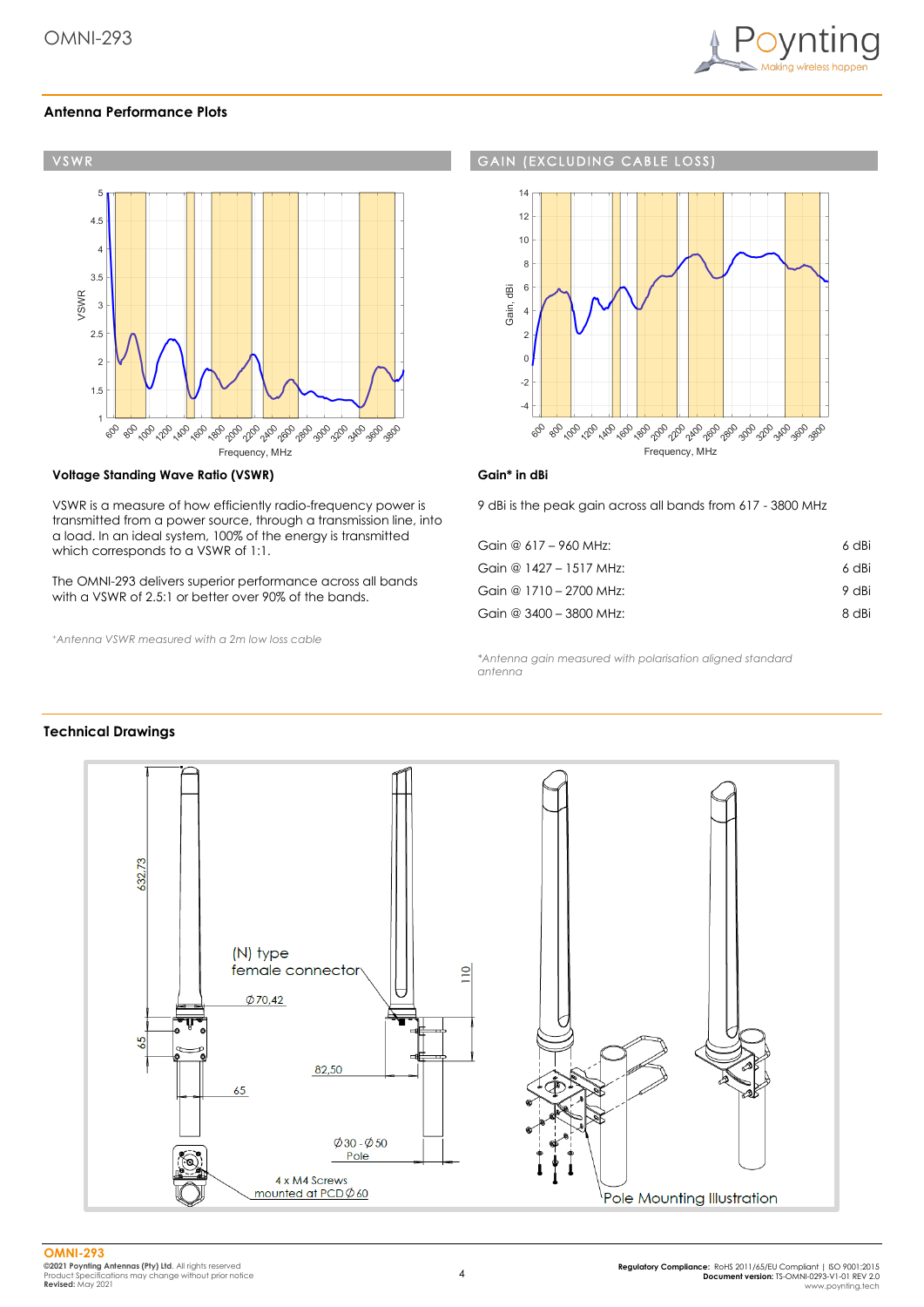## Antenna Performance Plots

### VSWR

### Voltage Standing Wave Ratio (VSWR)

VSWR is a measure of how efficiently radio-frequency power is transmitted from a power source, through a transmission line, into a load. In an ideal system, 100% of the energy is transmitted which corresponds to a VSWR of 1:1.

The OMNI-293 delivers superior performance across all bands with a VSWR of 2.5:1 or better over 90% of the bands.

*\*Antenna VSWR measured with a 2m low loss cable*

### GAIN (EXCLUDING CABLE LOSS)

### Gain* in dBi

9 dBi is the peak gain across all bands from 617 - 3800 MHz

| | |
|---|---|
| Gain @ 617 – 960 MHz: | 6 dBi |
| Gain @ 1427 – 1517 MHz: | 6 dBi |
| Gain @ 1710 – 2700 MHz: | 9 dBi |
| Gain @ 3400 – 3800 MHz: | 8 dBi |

*\*Antenna gain measured with polarisation aligned standard antenna*

## Technical Drawings

Pole Mounting Illustration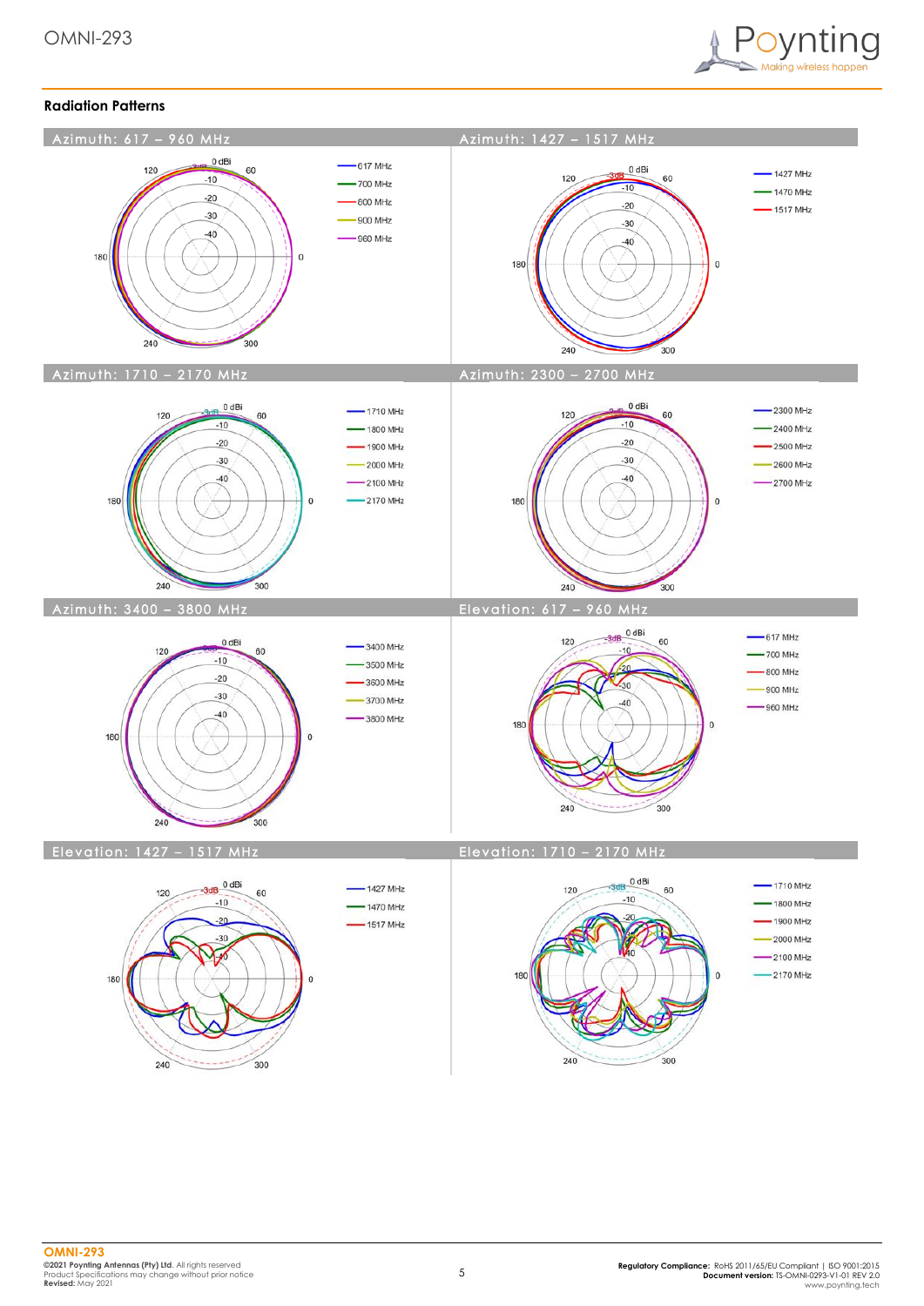## Radiation Patterns

### Azimuth: 617 – 960 MHz

0 dBi, -3dB, -10, -20, -30, -40; angles 0, 60, 120, 180, 240, 300

- 617 MHz
- 700 MHz
- 800 MHz
- 900 MHz
- 960 MHz

### Azimuth: 1427 – 1517 MHz

0 dBi, -3dB, -10, -20, -30, -40; angles 0, 60, 120, 180, 240, 300

- 1427 MHz
- 1470 MHz
- 1517 MHz

### Azimuth: 1710 – 2170 MHz

0 dBi, -3dB, -10, -20, -30, -40; angles 0, 60, 120, 180, 240, 300

- 1710 MHz
- 1800 MHz
- 1900 MHz
- 2000 MHz
- 2100 MHz
- 2170 MHz

### Azimuth: 2300 – 2700 MHz

0 dBi, -3dB, -10, -20, -30, -40; angles 0, 60, 120, 180, 240, 300

- 2300 MHz
- 2400 MHz
- 2500 MHz
- 2600 MHz
- 2700 MHz

### Azimuth: 3400 – 3800 MHz

0 dBi, -3dB, -10, -20, -30, -40; angles 0, 60, 120, 180, 240, 300

- 3400 MHz
- 3500 MHz
- 3600 MHz
- 3700 MHz
- 3800 MHz

### Elevation: 617 – 960 MHz

0 dBi, -3dB, -10, -20, -30, -40; angles 0, 60, 120, 180, 240, 300

- 617 MHz
- 700 MHz
- 800 MHz
- 900 MHz
- 960 MHz

### Elevation: 1427 – 1517 MHz

0 dBi, -3dB, -10, -20, -30, -40; angles 0, 60, 120, 180, 240, 300

- 1427 MHz
- 1470 MHz
- 1517 MHz

### Elevation: 1710 – 2170 MHz

0 dBi, -3dB, -10, -20, -40; angles 0, 60, 120, 180, 240, 300

- 1710 MHz
- 1800 MHz
- 1900 MHz
- 2000 MHz
- 2100 MHz
- 2170 MHz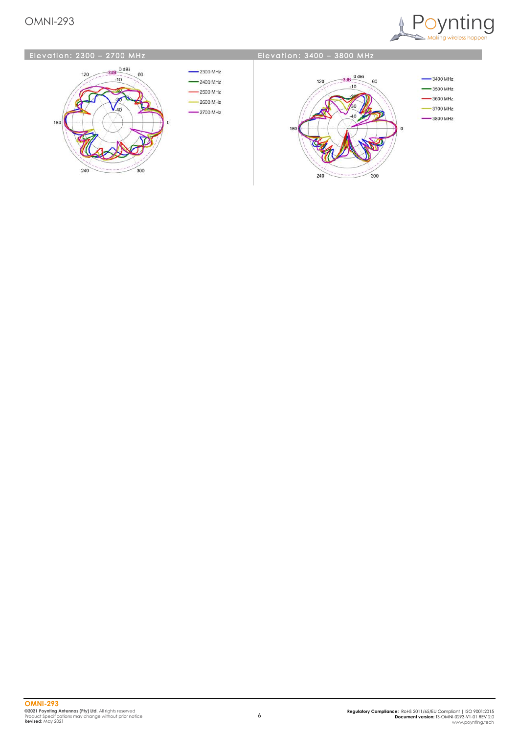## Elevation: 2300 – 2700 MHz

- 2300 MHz
- 2400 MHz
- 2500 MHz
- 2600 MHz
- 2700 MHz

## Elevation: 3400 – 3800 MHz

- 3400 MHz
- 3500 MHz
- 3600 MHz
- 3700 MHz
- 3800 MHz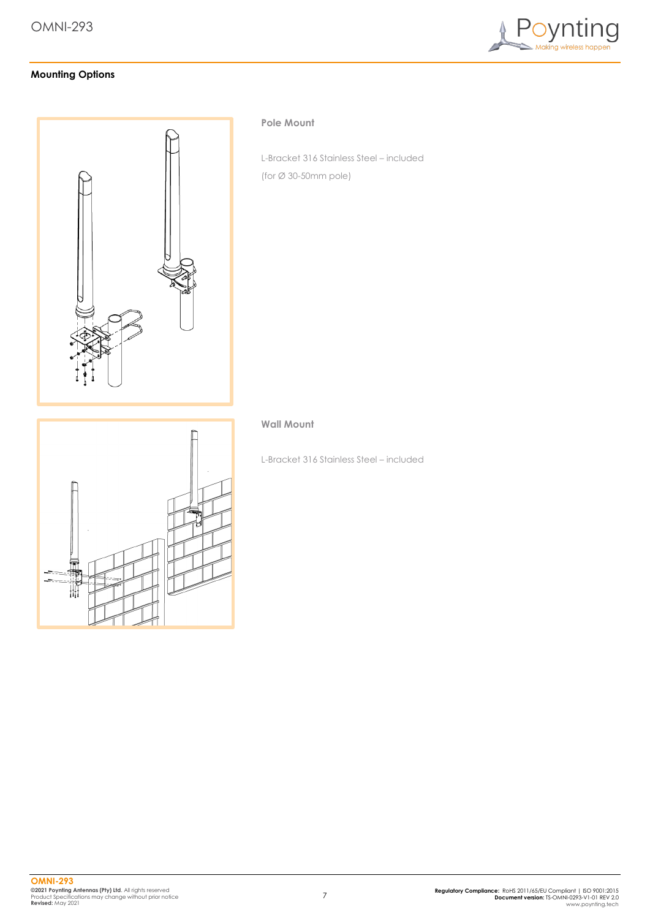## Mounting Options

### Pole Mount

L-Bracket 316 Stainless Steel – included

(for Ø 30-50mm pole)

### Wall Mount

L-Bracket 316 Stainless Steel – included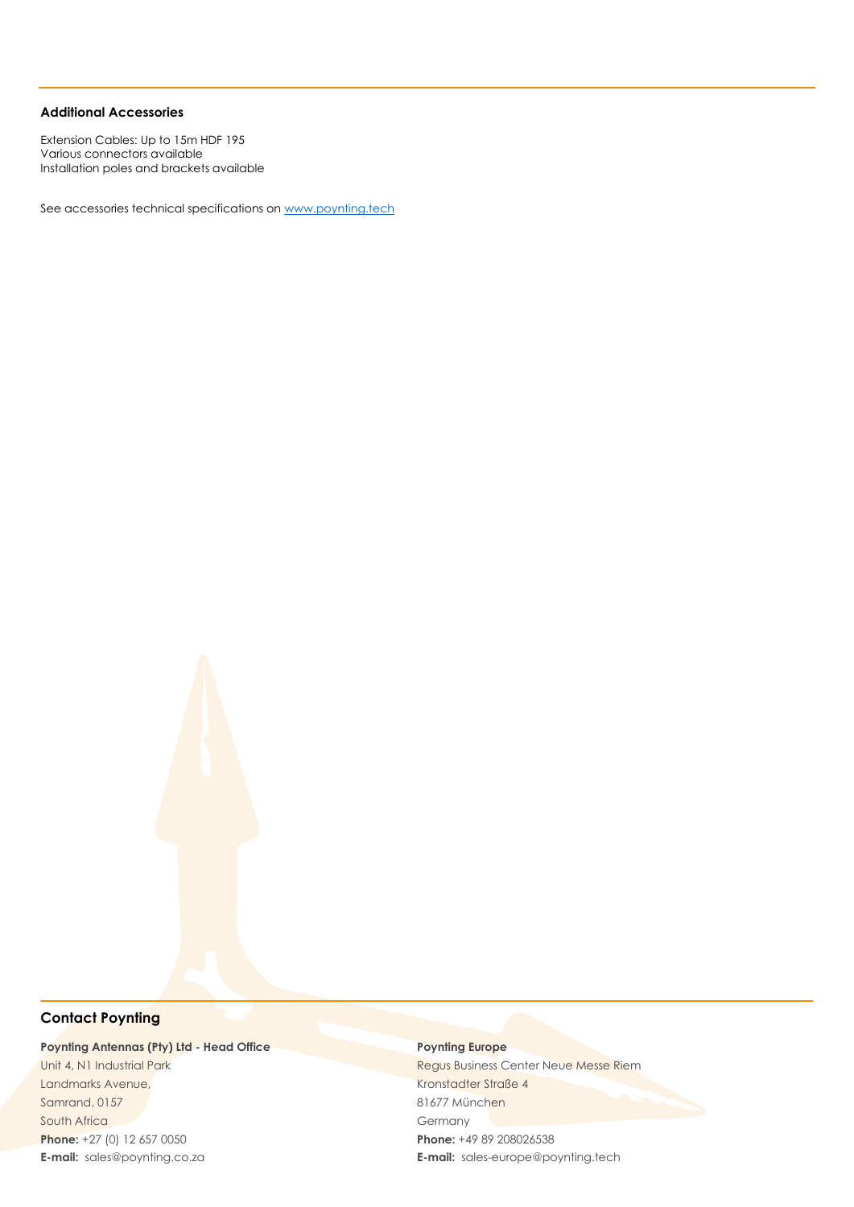### Additional Accessories

Extension Cables: Up to 15m HDF 195
Various connectors available
Installation poles and brackets available

See accessories technical specifications on [www.poynting.tech](www.poynting.tech)

## Contact Poynting

**Poynting Antennas (Pty) Ltd - Head Office**
Unit 4, N1 Industrial Park
Landmarks Avenue,
Samrand, 0157
South Africa
**Phone:** +27 (0) 12 657 0050
**E-mail:** sales@poynting.co.za

**Poynting Europe**
Regus Business Center Neue Messe Riem
Kronstadter Straße 4
81677 München
Germany
**Phone:** +49 89 208026538
**E-mail:** sales-europe@poynting.tech